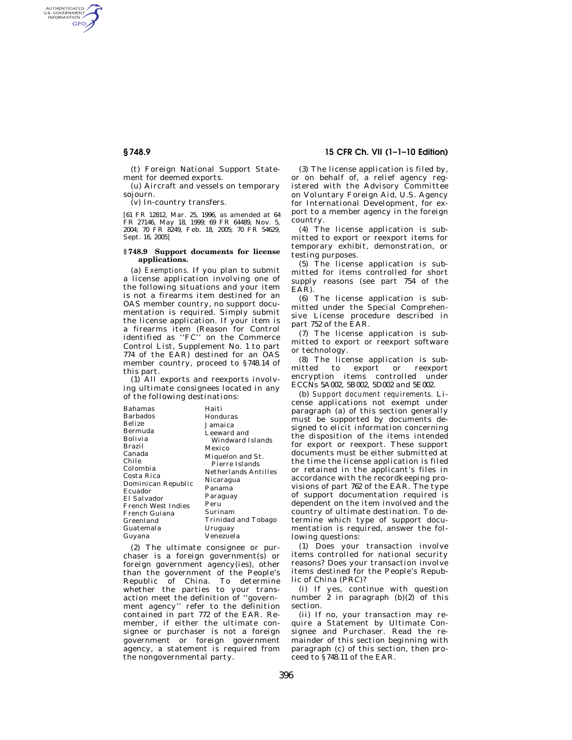(t) Foreign National Support Statement for deemed exports.

(u) Aircraft and vessels on temporary sojourn.

(v) In-country transfers.

[61 FR 12812, Mar. 25, 1996, as amended at 64 FR 27146, May 18, 1999; 69 FR 64489, Nov. 5, 2004; 70 FR 8249, Feb. 18, 2005; 70 FR 54629, Sept. 16, 2005]

## § 748.9 Support documents for license applications.

(a) *Exemptions.* If you plan to submit a license application involving one of the following situations and your item is not a firearms item destined for an OAS member country, no support documentation is required. Simply submit the license application. If your item is a firearms item (Reason for Control identified as ''FC'' on the Commerce Control List, Supplement No. 1 to part 774 of the EAR) destined for an OAS member country, proceed to § 748.14 of this part.

(1) All exports and reexports involving ultimate consignees located in any of the following destinations:

Bahamas
Barbados
Belize
Bermuda
Bolivia
Brazil
Canada
Chile
Colombia
Costa Rica
Dominican Republic
Ecuador
El Salvador
French West Indies
French Guiana
Greenland
Guatemala
Guyana
Haiti
Honduras
Jamaica
Leeward and Windward Islands
Mexico
Miquelon and St. Pierre Islands
Netherlands Antilles
Nicaragua
Panama
Paraguay
Peru
Surinam
Trinidad and Tobago
Uruguay
Venezuela

(2) The ultimate consignee or purchaser is a foreign government(s) or foreign government agency(ies), other than the government of the People's Republic of China. To determine whether the parties to your transaction meet the definition of ''government agency'' refer to the definition contained in part 772 of the EAR. Remember, if either the ultimate consignee or purchaser is not a foreign government or foreign government agency, a statement is required from the nongovernmental party.

(3) The license application is filed by, or on behalf of, a relief agency registered with the Advisory Committee on Voluntary Foreign Aid, U.S. Agency for International Development, for export to a member agency in the foreign country.

(4) The license application is submitted to export or reexport items for temporary exhibit, demonstration, or testing purposes.

(5) The license application is submitted for items controlled for short supply reasons (see part 754 of the EAR).

(6) The license application is submitted under the Special Comprehensive License procedure described in part 752 of the EAR.

(7) The license application is submitted to export or reexport software or technology.

(8) The license application is submitted to export or reexport encryption items controlled under ECCNs 5A002, 5B002, 5D002 and 5E002.

(b) *Support document requirements.* License applications not exempt under paragraph (a) of this section generally must be supported by documents designed to elicit information concerning the disposition of the items intended for export or reexport. These support documents must be either submitted at the time the license application is filed or retained in the applicant's files in accordance with the recordkeeping provisions of part 762 of the EAR. The type of support documentation required is dependent on the item involved and the country of ultimate destination. To determine which type of support documentation is required, answer the following questions:

(1) Does your transaction involve items controlled for national security reasons? Does your transaction involve items destined for the People's Republic of China (PRC)?

(i) If yes, continue with question number 2 in paragraph (b)(2) of this section.

(ii) If no, your transaction may require a Statement by Ultimate Consignee and Purchaser. Read the remainder of this section beginning with paragraph (c) of this section, then proceed to § 748.11 of the EAR.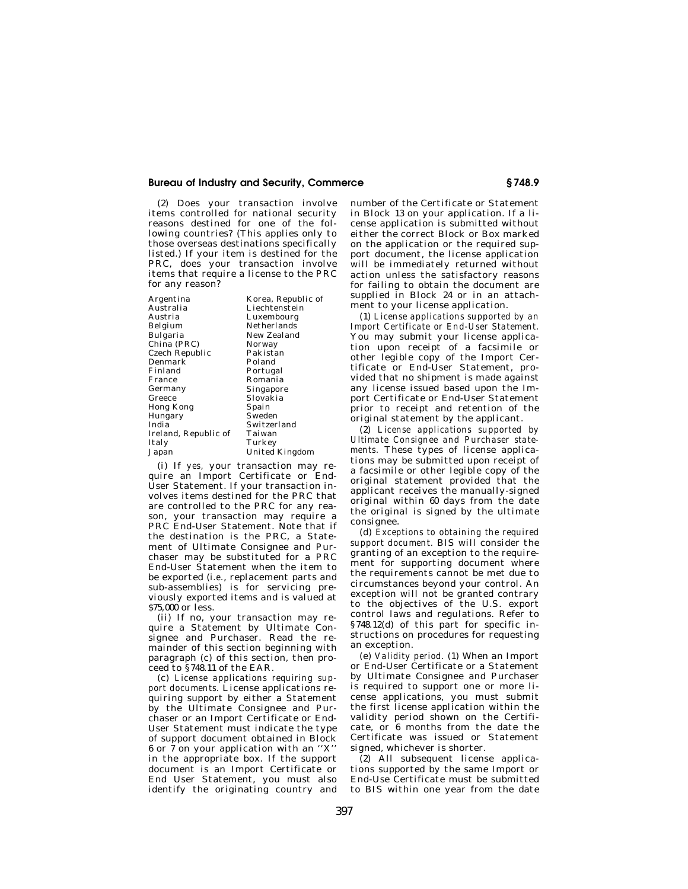(2) Does your transaction involve items controlled for national security reasons destined for one of the following countries? (This applies only to those overseas destinations specifically listed.) If your item is destined for the PRC, does your transaction involve items that require a license to the PRC for any reason?

| | |
|---|---|
| Argentina | Korea, Republic of |
| Australia | Liechtenstein |
| Austria | Luxembourg |
| Belgium | Netherlands |
| Bulgaria | New Zealand |
| China (PRC) | Norway |
| Czech Republic | Pakistan |
| Denmark | Poland |
| Finland | Portugal |
| France | Romania |
| Germany | Singapore |
| Greece | Slovakia |
| Hong Kong | Spain |
| Hungary | Sweden |
| India | Switzerland |
| Ireland, Republic of | Taiwan |
| Italy | Turkey |
| Japan | United Kingdom |

(i) If *yes*, your transaction may require an Import Certificate or End-User Statement. If your transaction involves items destined for the PRC that are controlled to the PRC for any reason, your transaction may require a PRC End-User Statement. Note that if the destination is the PRC, a Statement of Ultimate Consignee and Purchaser may be substituted for a PRC End-User Statement when the item to be exported (*i.e.*, replacement parts and sub-assemblies) is for servicing previously exported items and is valued at $75,000 or less.

(ii) If *no*, your transaction may require a Statement by Ultimate Consignee and Purchaser. Read the remainder of this section beginning with paragraph (c) of this section, then proceed to §748.11 of the EAR.

(c) *License applications requiring support documents.* License applications requiring support by either a Statement by the Ultimate Consignee and Purchaser or an Import Certificate or End-User Statement must indicate the type of support document obtained in Block 6 or 7 on your application with an ''X'' in the appropriate box. If the support document is an Import Certificate or End User Statement, you must also identify the originating country and number of the Certificate or Statement in Block 13 on your application. If a license application is submitted without either the correct Block or Box marked on the application or the required support document, the license application will be immediately returned without action unless the satisfactory reasons for failing to obtain the document are supplied in Block 24 or in an attachment to your license application.

(1) *License applications supported by an Import Certificate or End-User Statement.* You may submit your license application upon receipt of a facsimile or other legible copy of the Import Certificate or End-User Statement, provided that no shipment is made against any license issued based upon the Import Certificate or End-User Statement prior to receipt and retention of the original statement by the applicant.

(2) *License applications supported by Ultimate Consignee and Purchaser statements.* These types of license applications may be submitted upon receipt of a facsimile or other legible copy of the original statement provided that the applicant receives the manually-signed original within 60 days from the date the original is signed by the ultimate consignee.

(d) *Exceptions to obtaining the required support document.* BIS will consider the granting of an exception to the requirement for supporting document where the requirements cannot be met due to circumstances beyond your control. An exception will not be granted contrary to the objectives of the U.S. export control laws and regulations. Refer to §748.12(d) of this part for specific instructions on procedures for requesting an exception.

(e) *Validity period.* (1) When an Import or End-User Certificate or a Statement by Ultimate Consignee and Purchaser is required to support one or more license applications, you must submit the first license application within the validity period shown on the Certificate, or 6 months from the date the Certificate was issued or Statement signed, whichever is shorter.

(2) All subsequent license applications supported by the same Import or End-Use Certificate must be submitted to BIS within one year from the date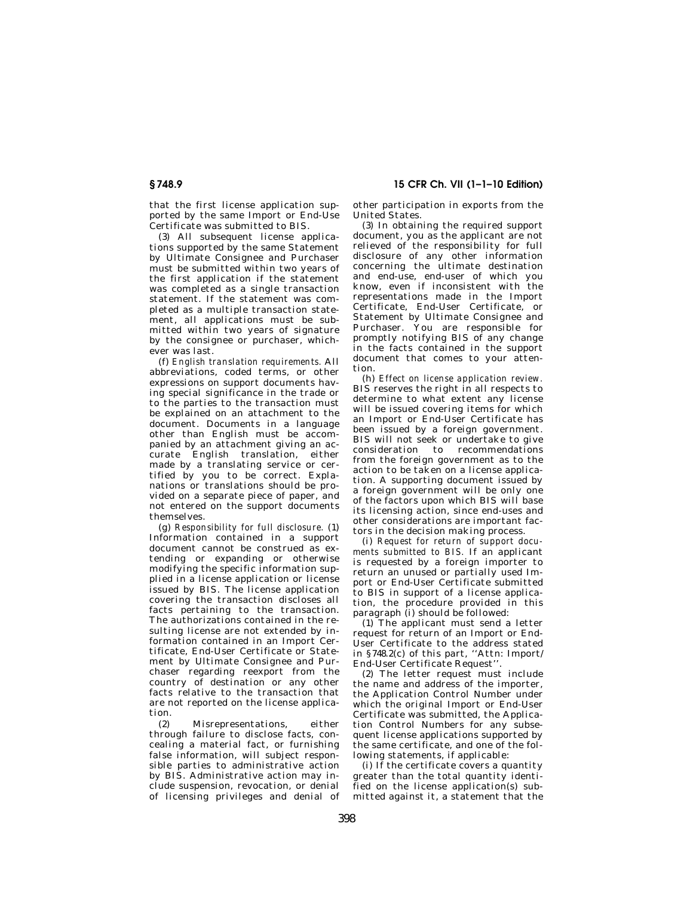that the first license application supported by the same Import or End-Use Certificate was submitted to BIS.

(3) All subsequent license applications supported by the same Statement by Ultimate Consignee and Purchaser must be submitted within two years of the first application if the statement was completed as a single transaction statement. If the statement was completed as a multiple transaction statement, all applications must be submitted within two years of signature by the consignee or purchaser, whichever was last.

(f) *English translation requirements.* All abbreviations, coded terms, or other expressions on support documents having special significance in the trade or to the parties to the transaction must be explained on an attachment to the document. Documents in a language other than English must be accompanied by an attachment giving an accurate English translation, either made by a translating service or certified by you to be correct. Explanations or translations should be provided on a separate piece of paper, and not entered on the support documents themselves.

(g) *Responsibility for full disclosure.* (1) Information contained in a support document cannot be construed as extending or expanding or otherwise modifying the specific information supplied in a license application or license issued by BIS. The license application covering the transaction discloses all facts pertaining to the transaction. The authorizations contained in the resulting license are not extended by information contained in an Import Certificate, End-User Certificate or Statement by Ultimate Consignee and Purchaser regarding reexport from the country of destination or any other facts relative to the transaction that are not reported on the license application.

(2) Misrepresentations, either through failure to disclose facts, concealing a material fact, or furnishing false information, will subject responsible parties to administrative action by BIS. Administrative action may include suspension, revocation, or denial of licensing privileges and denial of other participation in exports from the United States.

(3) In obtaining the required support document, you as the applicant are not relieved of the responsibility for full disclosure of any other information concerning the ultimate destination and end-use, end-user of which you know, even if inconsistent with the representations made in the Import Certificate, End-User Certificate, or Statement by Ultimate Consignee and Purchaser. You are responsible for promptly notifying BIS of any change in the facts contained in the support document that comes to your attention.

(h) *Effect on license application review.* BIS reserves the right in all respects to determine to what extent any license will be issued covering items for which an Import or End-User Certificate has been issued by a foreign government. BIS will not seek or undertake to give consideration to recommendations from the foreign government as to the action to be taken on a license application. A supporting document issued by a foreign government will be only one of the factors upon which BIS will base its licensing action, since end-uses and other considerations are important factors in the decision making process.

(i) *Request for return of support documents submitted to BIS.* If an applicant is requested by a foreign importer to return an unused or partially used Import or End-User Certificate submitted to BIS in support of a license application, the procedure provided in this paragraph (i) should be followed:

(1) The applicant must send a letter request for return of an Import or End-User Certificate to the address stated in §748.2(c) of this part, ''Attn: Import/End-User Certificate Request''.

(2) The letter request must include the name and address of the importer, the Application Control Number under which the original Import or End-User Certificate was submitted, the Application Control Numbers for any subsequent license applications supported by the same certificate, and one of the following statements, if applicable:

(i) If the certificate covers a quantity greater than the total quantity identified on the license application(s) submitted against it, a statement that the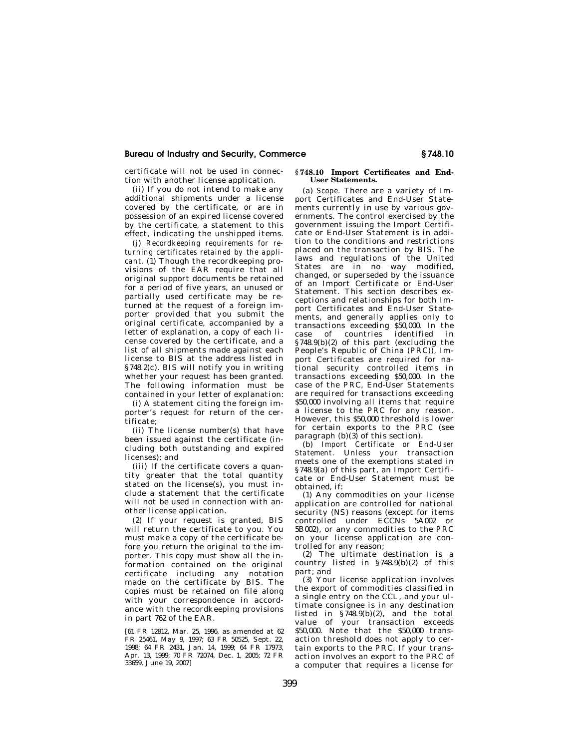certificate will not be used in connection with another license application.

(ii) If you do not intend to make any additional shipments under a license covered by the certificate, or are in possession of an expired license covered by the certificate, a statement to this effect, indicating the unshipped items.

(j) *Recordkeeping requirements for returning certificates retained by the applicant.* (1) Though the recordkeeping provisions of the EAR require that all original support documents be retained for a period of five years, an unused or partially used certificate may be returned at the request of a foreign importer provided that you submit the original certificate, accompanied by a letter of explanation, a copy of each license covered by the certificate, and a list of all shipments made against each license to BIS at the address listed in §748.2(c). BIS will notify you in writing whether your request has been granted. The following information must be contained in your letter of explanation:

(i) A statement citing the foreign importer's request for return of the certificate;

(ii) The license number(s) that have been issued against the certificate (including both outstanding and expired licenses); and

(iii) If the certificate covers a quantity greater that the total quantity stated on the license(s), you must include a statement that the certificate will not be used in connection with another license application.

(2) If your request is granted, BIS will return the certificate to you. You must make a copy of the certificate before you return the original to the importer. This copy must show all the information contained on the original certificate including any notation made on the certificate by BIS. The copies must be retained on file along with your correspondence in accordance with the recordkeeping provisions in part 762 of the EAR.

[61 FR 12812, Mar. 25, 1996, as amended at 62 FR 25461, May 9, 1997; 63 FR 50525, Sept. 22, 1998; 64 FR 2431, Jan. 14, 1999; 64 FR 17973, Apr. 13, 1999; 70 FR 72074, Dec. 1, 2005; 72 FR 33659, June 19, 2007]

## §748.10 Import Certificates and End-User Statements.

(a) *Scope.* There are a variety of Import Certificates and End-User Statements currently in use by various governments. The control exercised by the government issuing the Import Certificate or End-User Statement is in addition to the conditions and restrictions placed on the transaction by BIS. The laws and regulations of the United States are in no way modified, changed, or superseded by the issuance of an Import Certificate or End-User Statement. This section describes exceptions and relationships for both Import Certificates and End-User Statements, and generally applies only to transactions exceeding $50,000. In the case of countries identified in §748.9(b)(2) of this part (excluding the People's Republic of China (PRC)), Import Certificates are required for national security controlled items in transactions exceeding $50,000. In the case of the PRC, End-User Statements are required for transactions exceeding $50,000 involving all items that require a license to the PRC for any reason. However, this $50,000 threshold is lower for certain exports to the PRC (see paragraph (b)(3) of this section).

(b) *Import Certificate or End-User Statement.* Unless your transaction meets one of the exemptions stated in §748.9(a) of this part, an Import Certificate or End-User Statement must be obtained, if:

(1) Any commodities on your license application are controlled for national security (NS) reasons (except for items controlled under ECCNs 5A002 or 5B002), or any commodities to the PRC on your license application are controlled for any reason;

(2) The ultimate destination is a country listed in §748.9(b)(2) of this part; and

(3) Your license application involves the export of commodities classified in a single entry on the CCL, and your ultimate consignee is in any destination listed in §748.9(b)(2), and the total value of your transaction exceeds $50,000. Note that the $50,000 transaction threshold does not apply to certain exports to the PRC. If your transaction involves an export to the PRC of a computer that requires a license for